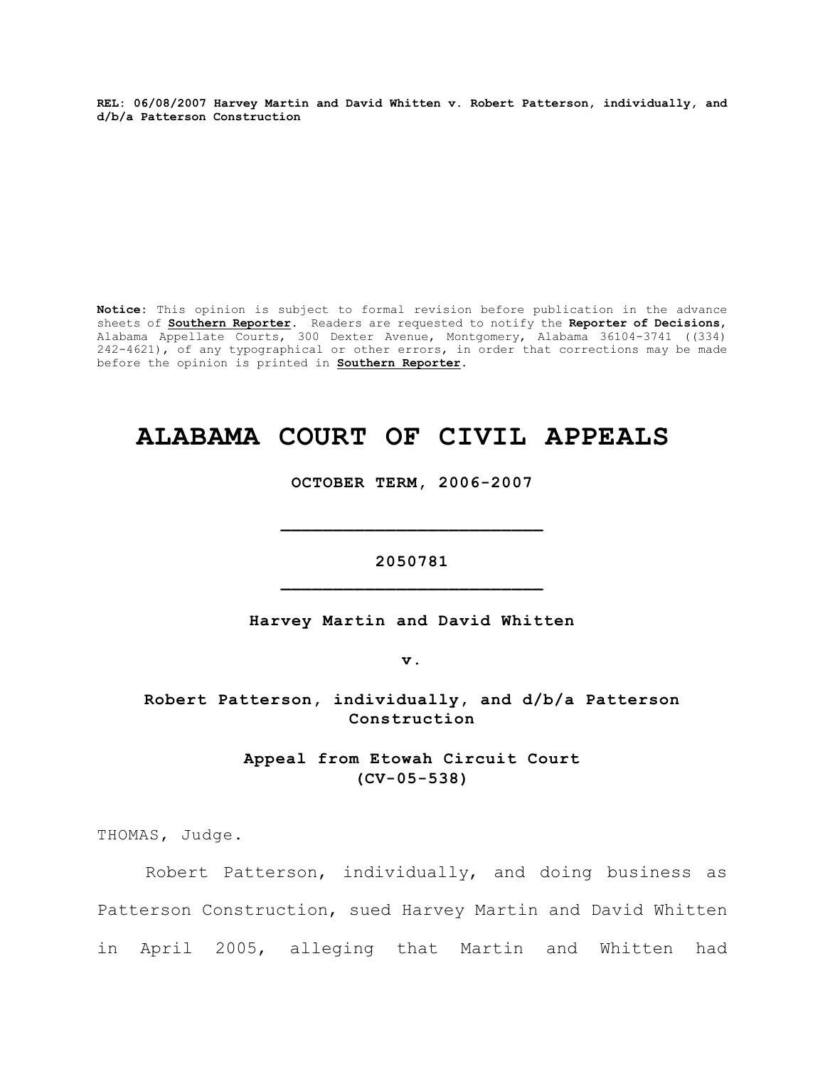**REL: 06/08/2007 Harvey Martin and David Whitten v. Robert Patterson, individually, and d/b/a Patterson Construction**

**Notice:** This opinion is subject to formal revision before publication in the advance sheets of **Southern Reporter**. Readers are requested to notify the **Reporter of Decisions**, Alabama Appellate Courts, 300 Dexter Avenue, Montgomery, Alabama 36104-3741 ((334) 242-4621), of any typographical or other errors, in order that corrections may be made before the opinion is printed in **Southern Reporter**.

# ALABAMA COURT OF CIVIL APPEALS

**OCTOBER TERM, 2006-2007**

---

**2050781**

---

**Harvey Martin and David Whitten**

**v.**

**Robert Patterson, individually, and d/b/a Patterson Construction**

**Appeal from Etowah Circuit Court (CV-05-538)**

THOMAS, Judge.

Robert Patterson, individually, and doing business as Patterson Construction, sued Harvey Martin and David Whitten in April 2005, alleging that Martin and Whitten had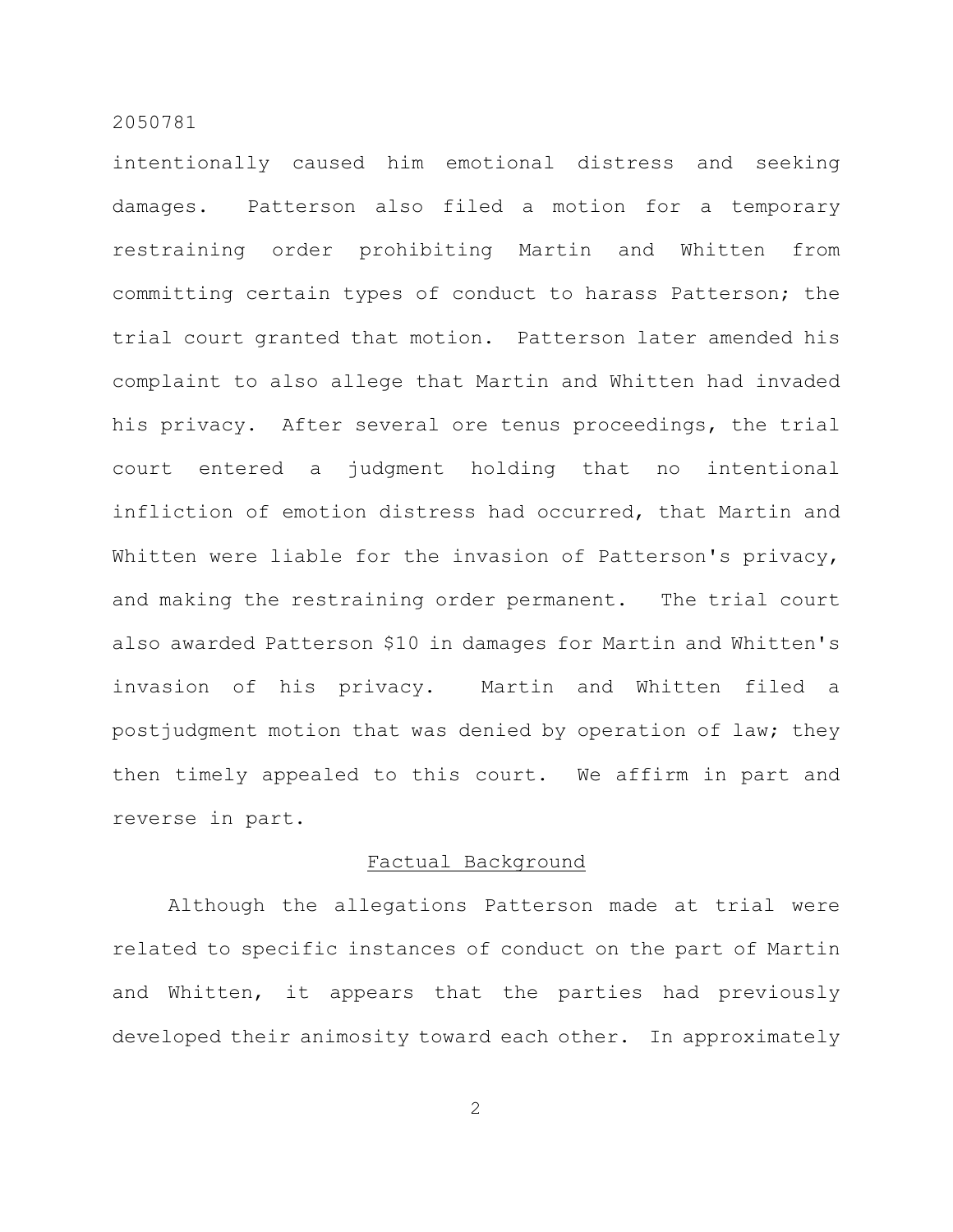intentionally caused him emotional distress and seeking damages. Patterson also filed a motion for a temporary restraining order prohibiting Martin and Whitten from committing certain types of conduct to harass Patterson; the trial court granted that motion. Patterson later amended his complaint to also allege that Martin and Whitten had invaded his privacy. After several ore tenus proceedings, the trial court entered a judgment holding that no intentional infliction of emotion distress had occurred, that Martin and Whitten were liable for the invasion of Patterson's privacy, and making the restraining order permanent. The trial court also awarded Patterson $10 in damages for Martin and Whitten's invasion of his privacy. Martin and Whitten filed a postjudgment motion that was denied by operation of law; they then timely appealed to this court. We affirm in part and reverse in part.

## Factual Background

Although the allegations Patterson made at trial were related to specific instances of conduct on the part of Martin and Whitten, it appears that the parties had previously developed their animosity toward each other. In approximately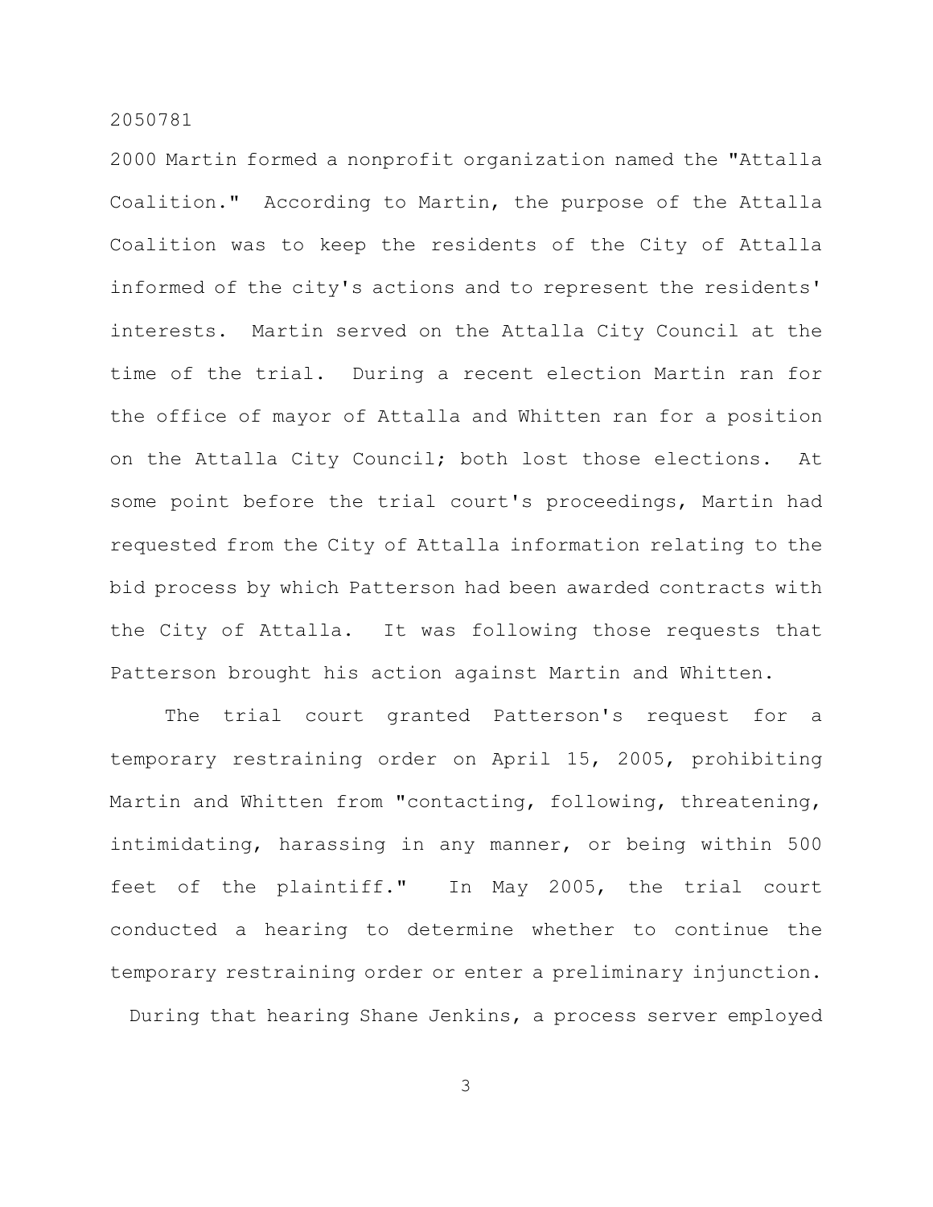2000 Martin formed a nonprofit organization named the "Attalla Coalition." According to Martin, the purpose of the Attalla Coalition was to keep the residents of the City of Attalla informed of the city's actions and to represent the residents' interests. Martin served on the Attalla City Council at the time of the trial. During a recent election Martin ran for the office of mayor of Attalla and Whitten ran for a position on the Attalla City Council; both lost those elections. At some point before the trial court's proceedings, Martin had requested from the City of Attalla information relating to the bid process by which Patterson had been awarded contracts with the City of Attalla. It was following those requests that Patterson brought his action against Martin and Whitten.

The trial court granted Patterson's request for a temporary restraining order on April 15, 2005, prohibiting Martin and Whitten from "contacting, following, threatening, intimidating, harassing in any manner, or being within 500 feet of the plaintiff." In May 2005, the trial court conducted a hearing to determine whether to continue the temporary restraining order or enter a preliminary injunction. During that hearing Shane Jenkins, a process server employed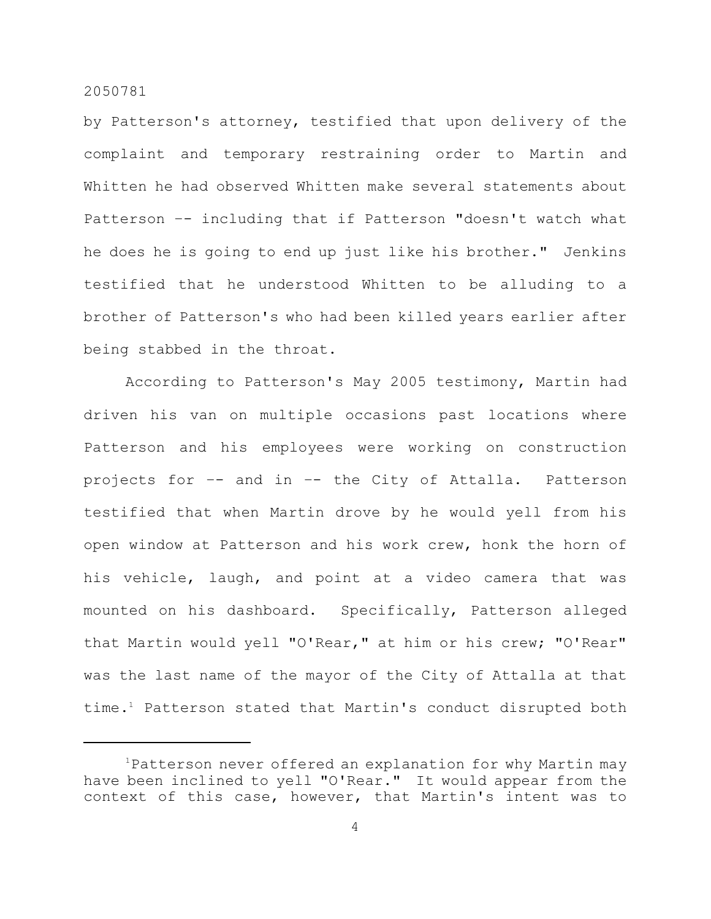by Patterson's attorney, testified that upon delivery of the complaint and temporary restraining order to Martin and Whitten he had observed Whitten make several statements about Patterson –- including that if Patterson "doesn't watch what he does he is going to end up just like his brother." Jenkins testified that he understood Whitten to be alluding to a brother of Patterson's who had been killed years earlier after being stabbed in the throat.

According to Patterson's May 2005 testimony, Martin had driven his van on multiple occasions past locations where Patterson and his employees were working on construction projects for –- and in –- the City of Attalla. Patterson testified that when Martin drove by he would yell from his open window at Patterson and his work crew, honk the horn of his vehicle, laugh, and point at a video camera that was mounted on his dashboard. Specifically, Patterson alleged that Martin would yell "O'Rear," at him or his crew; "O'Rear" was the last name of the mayor of the City of Attalla at that time.[1] Patterson stated that Martin's conduct disrupted both

---

[1]Patterson never offered an explanation for why Martin may have been inclined to yell "O'Rear." It would appear from the context of this case, however, that Martin's intent was to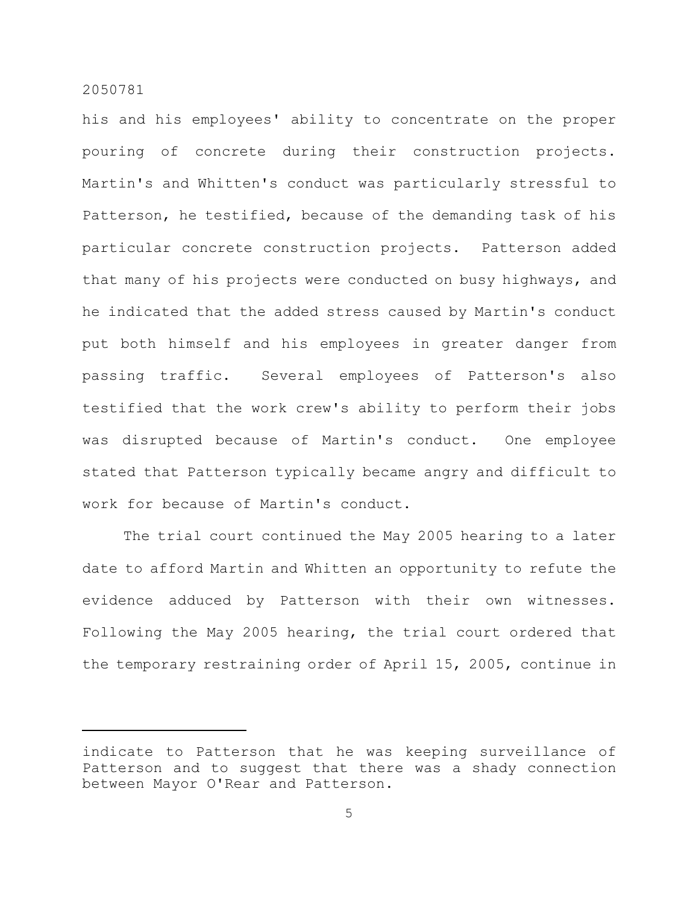his and his employees' ability to concentrate on the proper pouring of concrete during their construction projects. Martin's and Whitten's conduct was particularly stressful to Patterson, he testified, because of the demanding task of his particular concrete construction projects. Patterson added that many of his projects were conducted on busy highways, and he indicated that the added stress caused by Martin's conduct put both himself and his employees in greater danger from passing traffic. Several employees of Patterson's also testified that the work crew's ability to perform their jobs was disrupted because of Martin's conduct. One employee stated that Patterson typically became angry and difficult to work for because of Martin's conduct.

The trial court continued the May 2005 hearing to a later date to afford Martin and Whitten an opportunity to refute the evidence adduced by Patterson with their own witnesses. Following the May 2005 hearing, the trial court ordered that the temporary restraining order of April 15, 2005, continue in

---

indicate to Patterson that he was keeping surveillance of Patterson and to suggest that there was a shady connection between Mayor O'Rear and Patterson.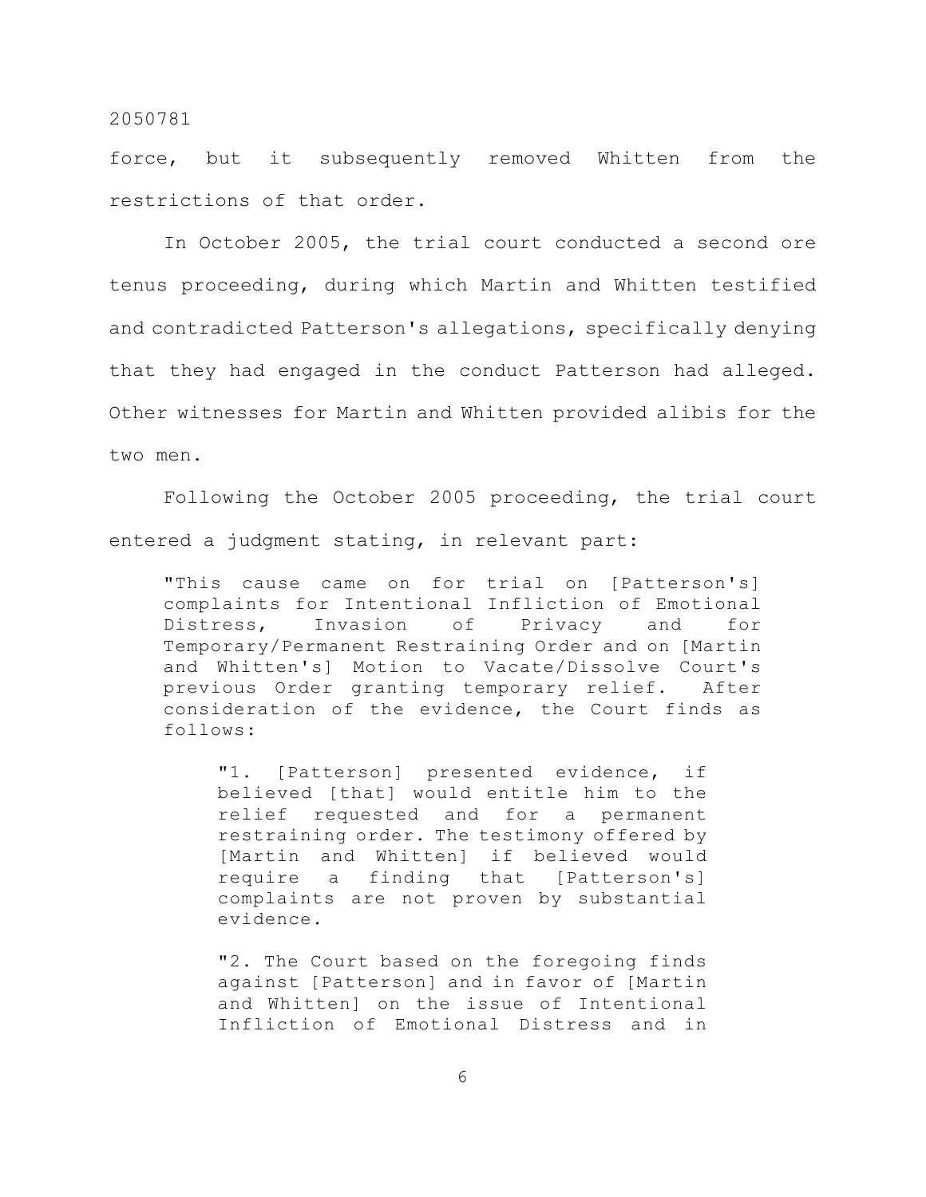force, but it subsequently removed Whitten from the restrictions of that order.

In October 2005, the trial court conducted a second ore tenus proceeding, during which Martin and Whitten testified and contradicted Patterson's allegations, specifically denying that they had engaged in the conduct Patterson had alleged. Other witnesses for Martin and Whitten provided alibis for the two men.

Following the October 2005 proceeding, the trial court entered a judgment stating, in relevant part:

> "This cause came on for trial on [Patterson's] complaints for Intentional Infliction of Emotional Distress, Invasion of Privacy and for Temporary/Permanent Restraining Order and on [Martin and Whitten's] Motion to Vacate/Dissolve Court's previous Order granting temporary relief. After consideration of the evidence, the Court finds as follows:
>
> > "1. [Patterson] presented evidence, if believed [that] would entitle him to the relief requested and for a permanent restraining order. The testimony offered by [Martin and Whitten] if believed would require a finding that [Patterson's] complaints are not proven by substantial evidence.
> >
> > "2. The Court based on the foregoing finds against [Patterson] and in favor of [Martin and Whitten] on the issue of Intentional Infliction of Emotional Distress and in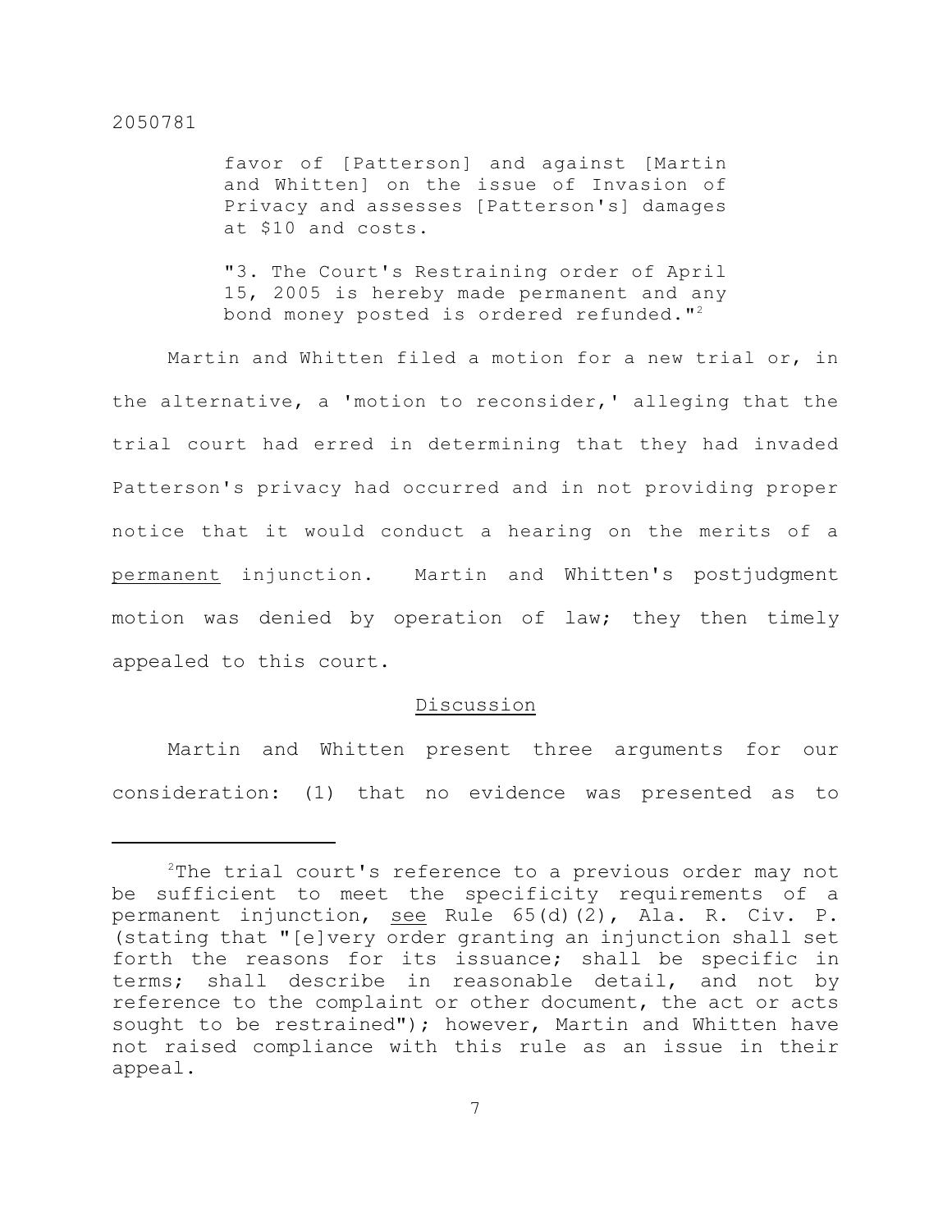> favor of [Patterson] and against [Martin and Whitten] on the issue of Invasion of Privacy and assesses [Patterson's] damages at $10 and costs.
>
> "3. The Court's Restraining order of April 15, 2005 is hereby made permanent and any bond money posted is ordered refunded."[2]

Martin and Whitten filed a motion for a new trial or, in the alternative, a 'motion to reconsider,' alleging that the trial court had erred in determining that they had invaded Patterson's privacy had occurred and in not providing proper notice that it would conduct a hearing on the merits of a <u>permanent</u> injunction. Martin and Whitten's postjudgment motion was denied by operation of law; they then timely appealed to this court.

## Discussion

Martin and Whitten present three arguments for our consideration: (1) that no evidence was presented as to

---

[2]The trial court's reference to a previous order may not be sufficient to meet the specificity requirements of a permanent injunction, <u>see</u> Rule 65(d)(2), Ala. R. Civ. P. (stating that "[e]very order granting an injunction shall set forth the reasons for its issuance; shall be specific in terms; shall describe in reasonable detail, and not by reference to the complaint or other document, the act or acts sought to be restrained"); however, Martin and Whitten have not raised compliance with this rule as an issue in their appeal.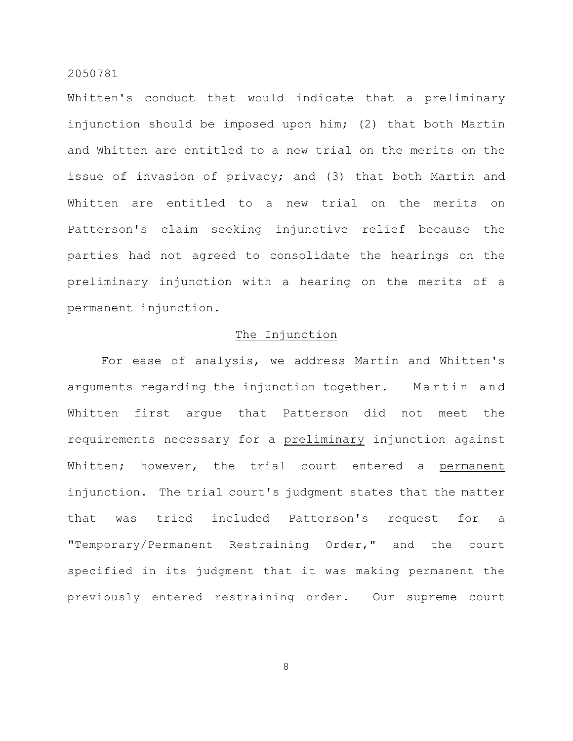Whitten's conduct that would indicate that a preliminary injunction should be imposed upon him; (2) that both Martin and Whitten are entitled to a new trial on the merits on the issue of invasion of privacy; and (3) that both Martin and Whitten are entitled to a new trial on the merits on Patterson's claim seeking injunctive relief because the parties had not agreed to consolidate the hearings on the preliminary injunction with a hearing on the merits of a permanent injunction.

## The Injunction

For ease of analysis, we address Martin and Whitten's arguments regarding the injunction together. Martin and Whitten first argue that Patterson did not meet the requirements necessary for a <u>preliminary</u> injunction against Whitten; however, the trial court entered a <u>permanent</u> injunction. The trial court's judgment states that the matter that was tried included Patterson's request for a "Temporary/Permanent Restraining Order," and the court specified in its judgment that it was making permanent the previously entered restraining order. Our supreme court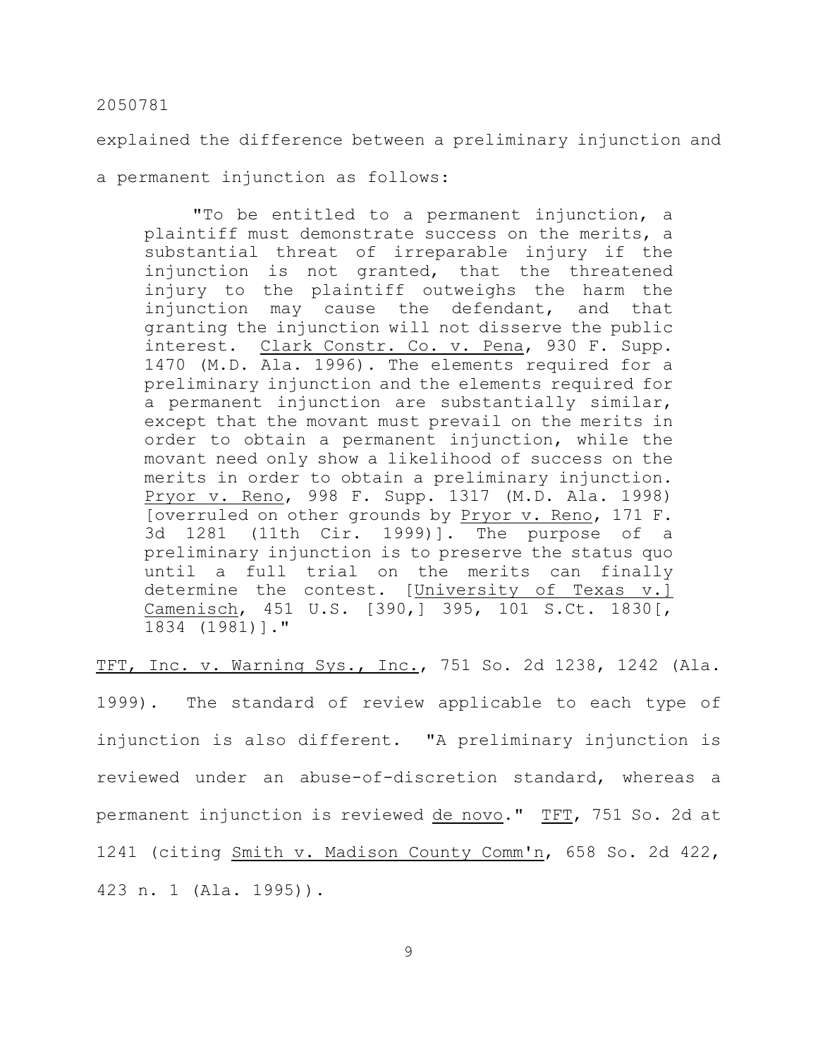explained the difference between a preliminary injunction and a permanent injunction as follows:

> "To be entitled to a permanent injunction, a plaintiff must demonstrate success on the merits, a substantial threat of irreparable injury if the injunction is not granted, that the threatened injury to the plaintiff outweighs the harm the injunction may cause the defendant, and that granting the injunction will not disserve the public interest. Clark Constr. Co. v. Pena, 930 F. Supp. 1470 (M.D. Ala. 1996). The elements required for a preliminary injunction and the elements required for a permanent injunction are substantially similar, except that the movant must prevail on the merits in order to obtain a permanent injunction, while the movant need only show a likelihood of success on the merits in order to obtain a preliminary injunction. Pryor v. Reno, 998 F. Supp. 1317 (M.D. Ala. 1998) [overruled on other grounds by Pryor v. Reno, 171 F. 3d 1281 (11th Cir. 1999)]. The purpose of a preliminary injunction is to preserve the status quo until a full trial on the merits can finally determine the contest. [University of Texas v.] Camenisch, 451 U.S. [390,] 395, 101 S.Ct. 1830[, 1834 (1981)]."

TFT, Inc. v. Warning Sys., Inc., 751 So. 2d 1238, 1242 (Ala. 1999). The standard of review applicable to each type of injunction is also different. "A preliminary injunction is reviewed under an abuse-of-discretion standard, whereas a permanent injunction is reviewed *de novo*." TFT, 751 So. 2d at 1241 (citing Smith v. Madison County Comm'n, 658 So. 2d 422, 423 n. 1 (Ala. 1995)).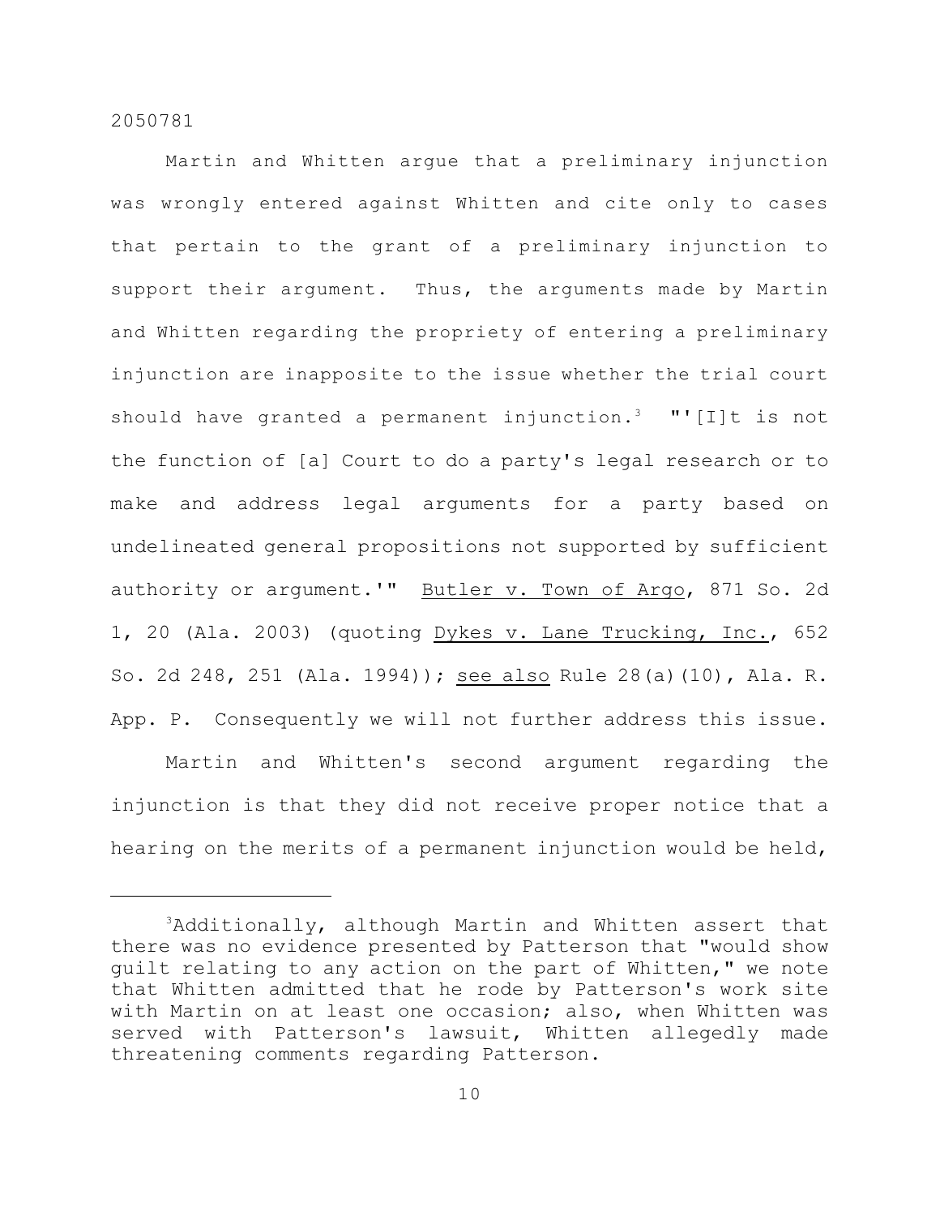Martin and Whitten argue that a preliminary injunction was wrongly entered against Whitten and cite only to cases that pertain to the grant of a preliminary injunction to support their argument. Thus, the arguments made by Martin and Whitten regarding the propriety of entering a preliminary injunction are inapposite to the issue whether the trial court should have granted a permanent injunction.[3] "'[I]t is not the function of [a] Court to do a party's legal research or to make and address legal arguments for a party based on undelineated general propositions not supported by sufficient authority or argument.'" Butler v. Town of Argo, 871 So. 2d 1, 20 (Ala. 2003) (quoting Dykes v. Lane Trucking, Inc., 652 So. 2d 248, 251 (Ala. 1994)); see also Rule 28(a)(10), Ala. R. App. P. Consequently we will not further address this issue.

Martin and Whitten's second argument regarding the injunction is that they did not receive proper notice that a hearing on the merits of a permanent injunction would be held,

---

[3]Additionally, although Martin and Whitten assert that there was no evidence presented by Patterson that "would show guilt relating to any action on the part of Whitten," we note that Whitten admitted that he rode by Patterson's work site with Martin on at least one occasion; also, when Whitten was served with Patterson's lawsuit, Whitten allegedly made threatening comments regarding Patterson.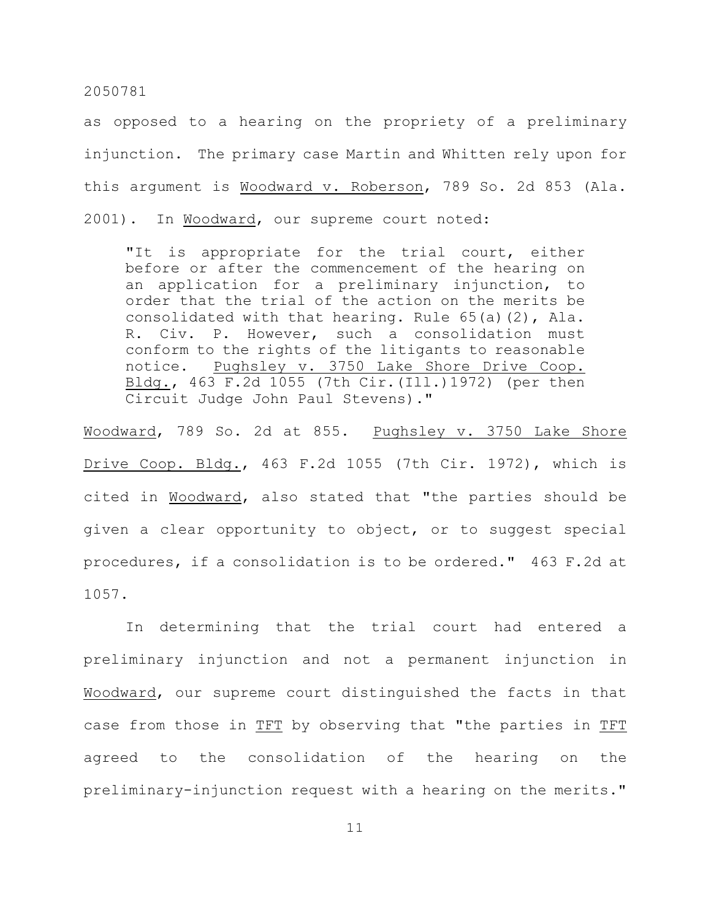as opposed to a hearing on the propriety of a preliminary injunction. The primary case Martin and Whitten rely upon for this argument is _Woodward v. Roberson_, 789 So. 2d 853 (Ala. 2001). In _Woodward_, our supreme court noted:

> "It is appropriate for the trial court, either before or after the commencement of the hearing on an application for a preliminary injunction, to order that the trial of the action on the merits be consolidated with that hearing. Rule 65(a)(2), Ala. R. Civ. P. However, such a consolidation must conform to the rights of the litigants to reasonable notice. _Pughsley v. 3750 Lake Shore Drive Coop. Bldg._, 463 F.2d 1055 (7th Cir.(Ill.)1972) (per then Circuit Judge John Paul Stevens)."

_Woodward_, 789 So. 2d at 855. _Pughsley v. 3750 Lake Shore Drive Coop. Bldg._, 463 F.2d 1055 (7th Cir. 1972), which is cited in _Woodward_, also stated that "the parties should be given a clear opportunity to object, or to suggest special procedures, if a consolidation is to be ordered." 463 F.2d at 1057.

In determining that the trial court had entered a preliminary injunction and not a permanent injunction in _Woodward_, our supreme court distinguished the facts in that case from those in _TFT_ by observing that "the parties in _TFT_ agreed to the consolidation of the hearing on the preliminary-injunction request with a hearing on the merits."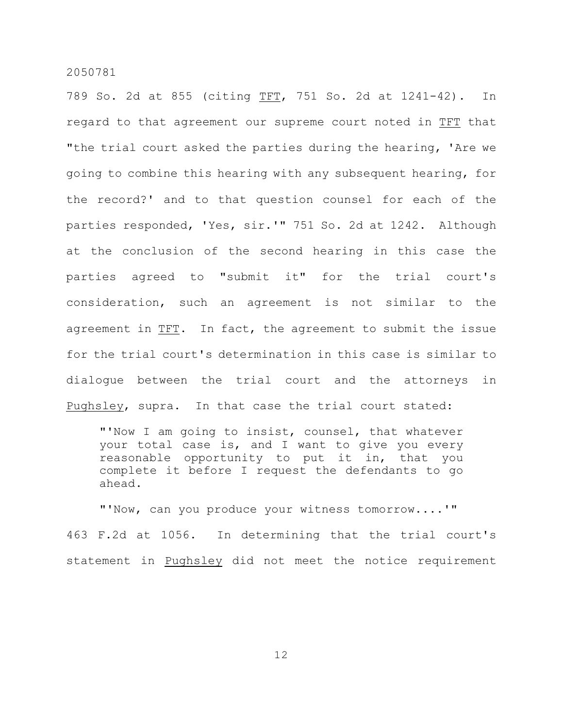789 So. 2d at 855 (citing TFT, 751 So. 2d at 1241-42). In regard to that agreement our supreme court noted in TFT that "the trial court asked the parties during the hearing, 'Are we going to combine this hearing with any subsequent hearing, for the record?' and to that question counsel for each of the parties responded, 'Yes, sir.'" 751 So. 2d at 1242. Although at the conclusion of the second hearing in this case the parties agreed to "submit it" for the trial court's consideration, such an agreement is not similar to the agreement in TFT. In fact, the agreement to submit the issue for the trial court's determination in this case is similar to dialogue between the trial court and the attorneys in Pughsley, supra. In that case the trial court stated:

> "'Now I am going to insist, counsel, that whatever your total case is, and I want to give you every reasonable opportunity to put it in, that you complete it before I request the defendants to go ahead.
>
> "'Now, can you produce your witness tomorrow....'"

463 F.2d at 1056. In determining that the trial court's statement in Pughsley did not meet the notice requirement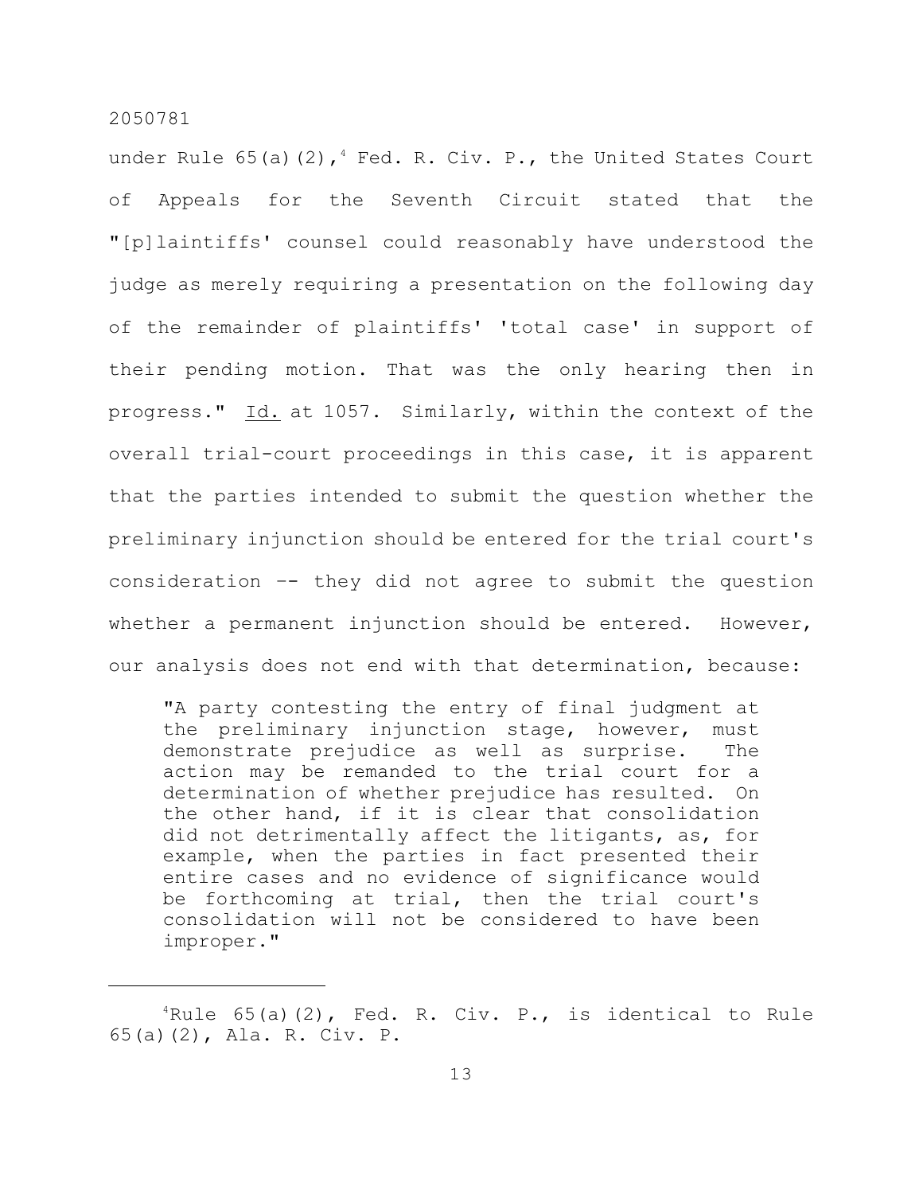under Rule 65(a)(2),[4] Fed. R. Civ. P., the United States Court of Appeals for the Seventh Circuit stated that the "[p]laintiffs' counsel could reasonably have understood the judge as merely requiring a presentation on the following day of the remainder of plaintiffs' 'total case' in support of their pending motion. That was the only hearing then in progress." Id. at 1057. Similarly, within the context of the overall trial-court proceedings in this case, it is apparent that the parties intended to submit the question whether the preliminary injunction should be entered for the trial court's consideration -- they did not agree to submit the question whether a permanent injunction should be entered. However, our analysis does not end with that determination, because:

> "A party contesting the entry of final judgment at the preliminary injunction stage, however, must demonstrate prejudice as well as surprise. The action may be remanded to the trial court for a determination of whether prejudice has resulted. On the other hand, if it is clear that consolidation did not detrimentally affect the litigants, as, for example, when the parties in fact presented their entire cases and no evidence of significance would be forthcoming at trial, then the trial court's consolidation will not be considered to have been improper."

---

[4] Rule 65(a)(2), Fed. R. Civ. P., is identical to Rule 65(a)(2), Ala. R. Civ. P.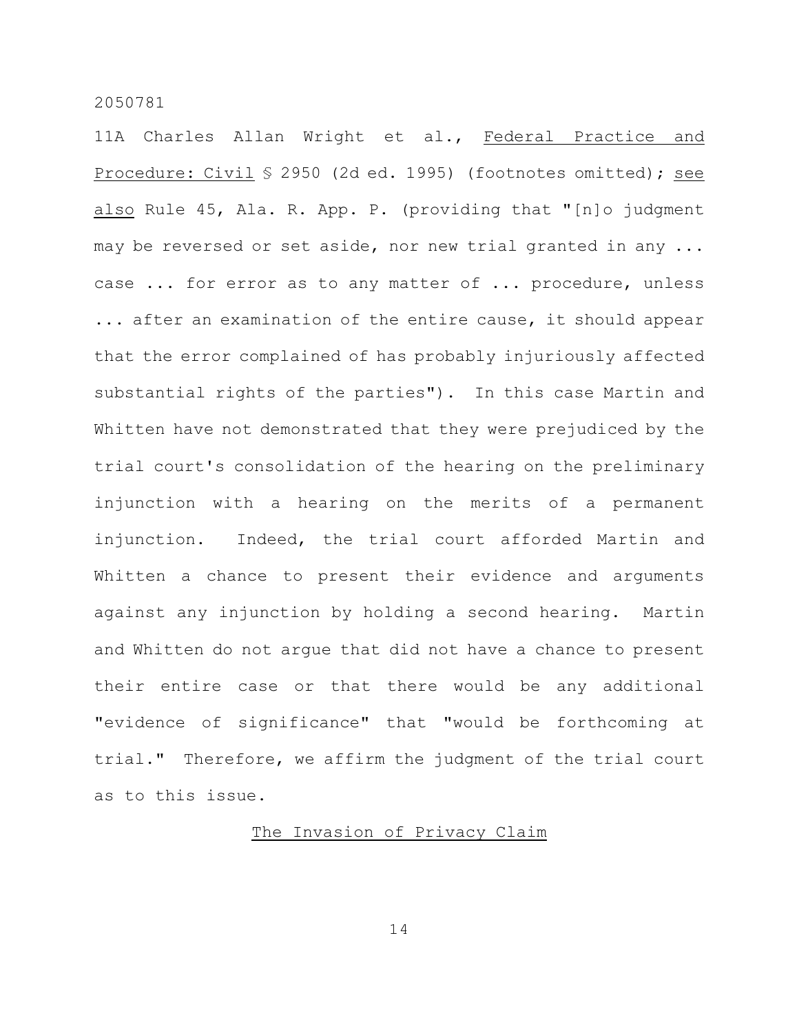11A Charles Allan Wright et al., Federal Practice and Procedure: Civil § 2950 (2d ed. 1995) (footnotes omitted); see also Rule 45, Ala. R. App. P. (providing that "[n]o judgment may be reversed or set aside, nor new trial granted in any ... case ... for error as to any matter of ... procedure, unless ... after an examination of the entire cause, it should appear that the error complained of has probably injuriously affected substantial rights of the parties"). In this case Martin and Whitten have not demonstrated that they were prejudiced by the trial court's consolidation of the hearing on the preliminary injunction with a hearing on the merits of a permanent injunction. Indeed, the trial court afforded Martin and Whitten a chance to present their evidence and arguments against any injunction by holding a second hearing. Martin and Whitten do not argue that did not have a chance to present their entire case or that there would be any additional "evidence of significance" that "would be forthcoming at trial." Therefore, we affirm the judgment of the trial court as to this issue.

## The Invasion of Privacy Claim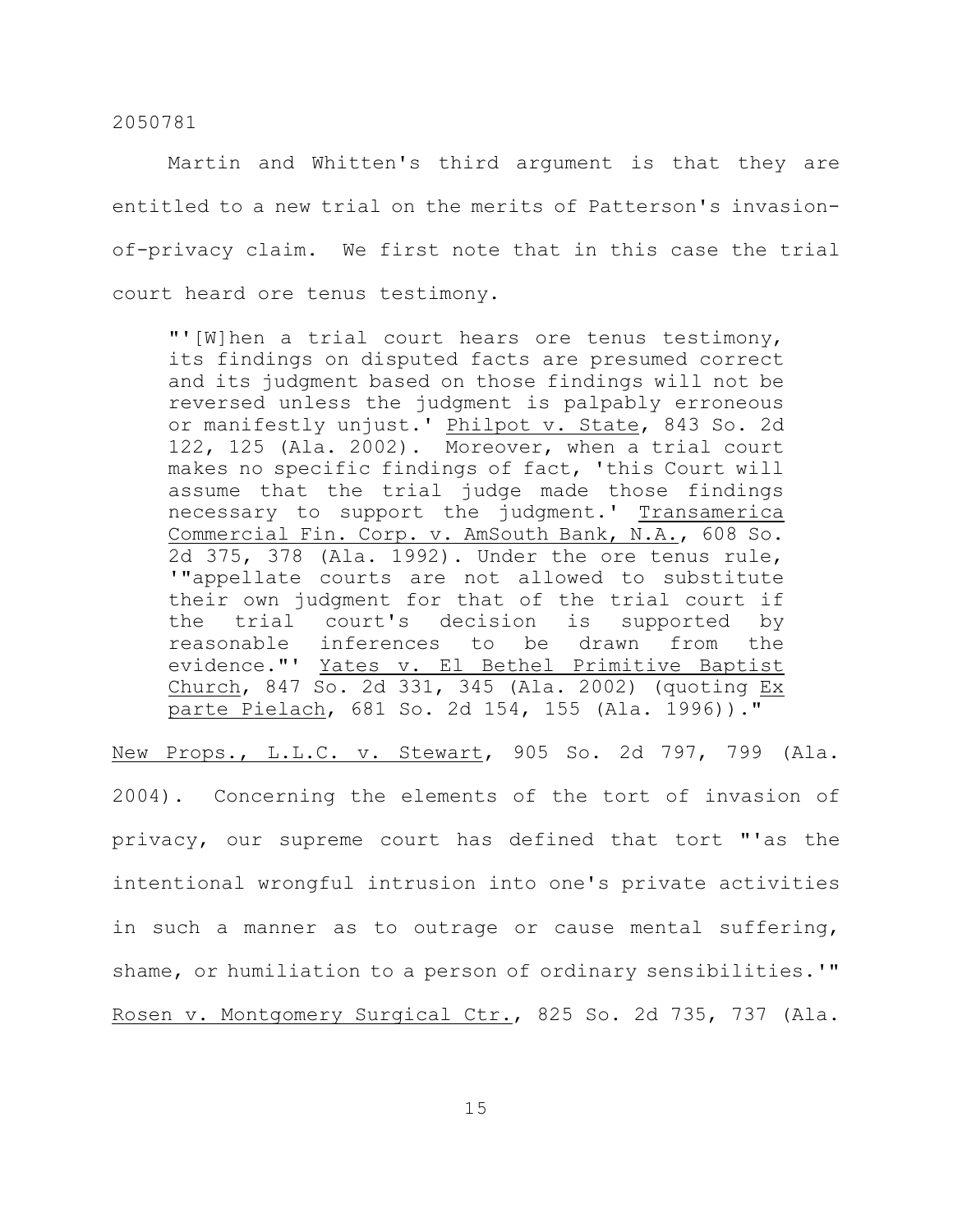Martin and Whitten's third argument is that they are entitled to a new trial on the merits of Patterson's invasion-of-privacy claim. We first note that in this case the trial court heard ore tenus testimony.

> "'[W]hen a trial court hears ore tenus testimony, its findings on disputed facts are presumed correct and its judgment based on those findings will not be reversed unless the judgment is palpably erroneous or manifestly unjust.' Philpot v. State, 843 So. 2d 122, 125 (Ala. 2002). Moreover, when a trial court makes no specific findings of fact, 'this Court will assume that the trial judge made those findings necessary to support the judgment.' Transamerica Commercial Fin. Corp. v. AmSouth Bank, N.A., 608 So. 2d 375, 378 (Ala. 1992). Under the ore tenus rule, '"appellate courts are not allowed to substitute their own judgment for that of the trial court if the trial court's decision is supported by reasonable inferences to be drawn from the evidence."' Yates v. El Bethel Primitive Baptist Church, 847 So. 2d 331, 345 (Ala. 2002) (quoting Ex parte Pielach, 681 So. 2d 154, 155 (Ala. 1996))."

New Props., L.L.C. v. Stewart, 905 So. 2d 797, 799 (Ala. 2004). Concerning the elements of the tort of invasion of privacy, our supreme court has defined that tort "'as the intentional wrongful intrusion into one's private activities in such a manner as to outrage or cause mental suffering, shame, or humiliation to a person of ordinary sensibilities.'" Rosen v. Montgomery Surgical Ctr., 825 So. 2d 735, 737 (Ala.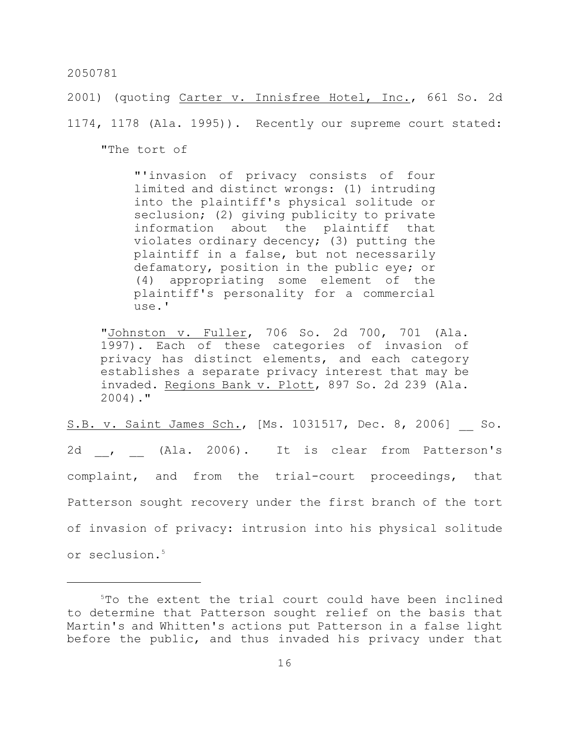2001) (quoting Carter v. Innisfree Hotel, Inc., 661 So. 2d 1174, 1178 (Ala. 1995)). Recently our supreme court stated:

> "The tort of
>
> > "'invasion of privacy consists of four limited and distinct wrongs: (1) intruding into the plaintiff's physical solitude or seclusion; (2) giving publicity to private information about the plaintiff that violates ordinary decency; (3) putting the plaintiff in a false, but not necessarily defamatory, position in the public eye; or (4) appropriating some element of the plaintiff's personality for a commercial use.'
>
> "Johnston v. Fuller, 706 So. 2d 700, 701 (Ala. 1997). Each of these categories of invasion of privacy has distinct elements, and each category establishes a separate privacy interest that may be invaded. Regions Bank v. Plott, 897 So. 2d 239 (Ala. 2004)."

S.B. v. Saint James Sch., [Ms. 1031517, Dec. 8, 2006] __ So. 2d __, __ (Ala. 2006). It is clear from Patterson's complaint, and from the trial-court proceedings, that Patterson sought recovery under the first branch of the tort of invasion of privacy: intrusion into his physical solitude or seclusion.[5]

---

[5]To the extent the trial court could have been inclined to determine that Patterson sought relief on the basis that Martin's and Whitten's actions put Patterson in a false light before the public, and thus invaded his privacy under that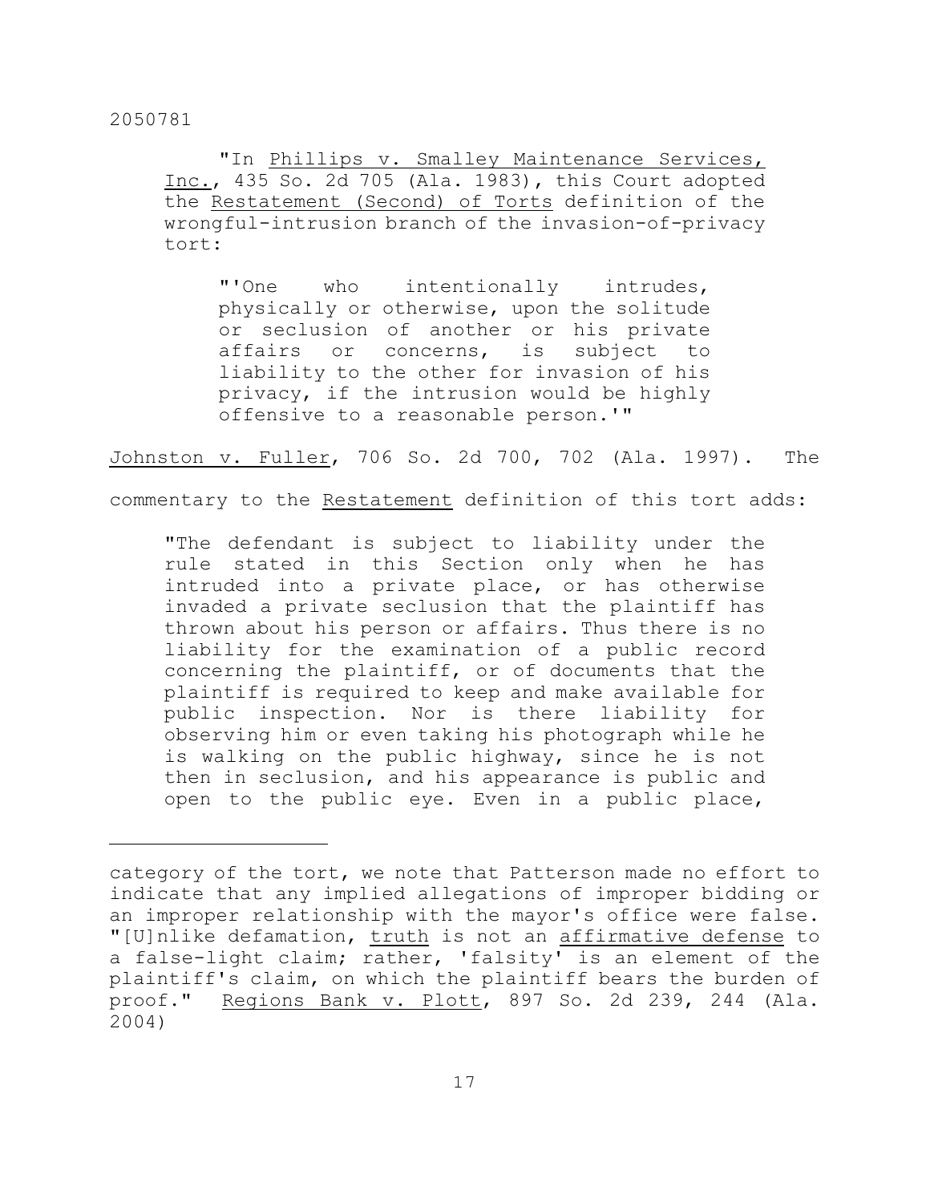"In Phillips v. Smalley Maintenance Services, Inc., 435 So. 2d 705 (Ala. 1983), this Court adopted the Restatement (Second) of Torts definition of the wrongful-intrusion branch of the invasion-of-privacy tort:

> "'One who intentionally intrudes, physically or otherwise, upon the solitude or seclusion of another or his private affairs or concerns, is subject to liability to the other for invasion of his privacy, if the intrusion would be highly offensive to a reasonable person.'"

Johnston v. Fuller, 706 So. 2d 700, 702 (Ala. 1997). The commentary to the Restatement definition of this tort adds:

> "The defendant is subject to liability under the rule stated in this Section only when he has intruded into a private place, or has otherwise invaded a private seclusion that the plaintiff has thrown about his person or affairs. Thus there is no liability for the examination of a public record concerning the plaintiff, or of documents that the plaintiff is required to keep and make available for public inspection. Nor is there liability for observing him or even taking his photograph while he is walking on the public highway, since he is not then in seclusion, and his appearance is public and open to the public eye. Even in a public place,

---

category of the tort, we note that Patterson made no effort to indicate that any implied allegations of improper bidding or an improper relationship with the mayor's office were false. "[U]nlike defamation, truth is not an affirmative defense to a false-light claim; rather, 'falsity' is an element of the plaintiff's claim, on which the plaintiff bears the burden of proof." Regions Bank v. Plott, 897 So. 2d 239, 244 (Ala. 2004)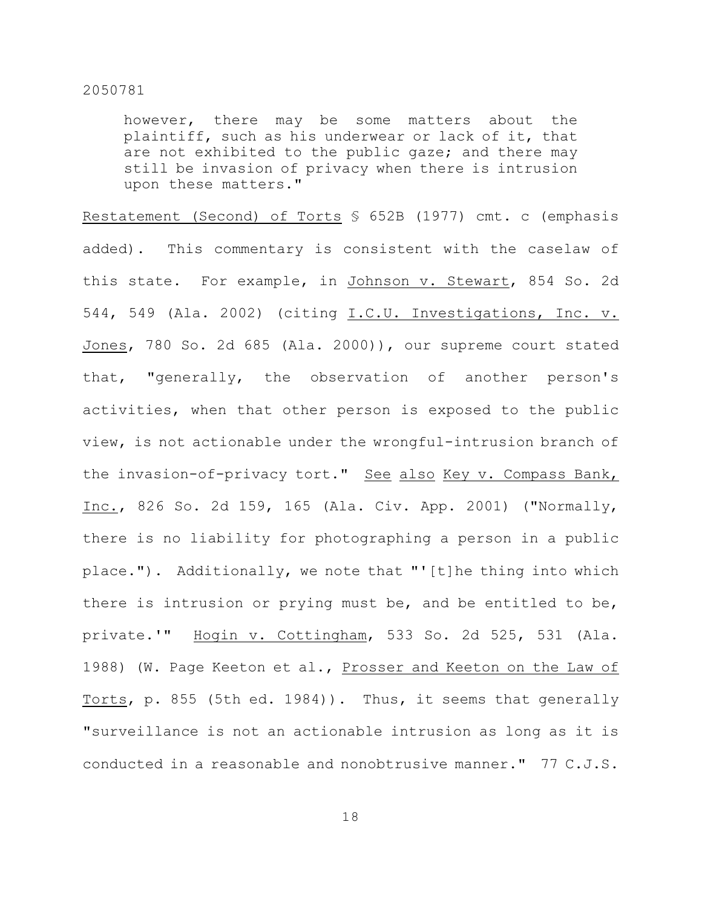> however, there may be some matters about the plaintiff, such as his underwear or lack of it, that are not exhibited to the public gaze; and there may still be invasion of privacy when there is intrusion upon these matters."

Restatement (Second) of Torts § 652B (1977) cmt. c (emphasis added). This commentary is consistent with the caselaw of this state. For example, in Johnson v. Stewart, 854 So. 2d 544, 549 (Ala. 2002) (citing I.C.U. Investigations, Inc. v. Jones, 780 So. 2d 685 (Ala. 2000)), our supreme court stated that, "generally, the observation of another person's activities, when that other person is exposed to the public view, is not actionable under the wrongful-intrusion branch of the invasion-of-privacy tort." See also Key v. Compass Bank, Inc., 826 So. 2d 159, 165 (Ala. Civ. App. 2001) ("Normally, there is no liability for photographing a person in a public place."). Additionally, we note that "'[t]he thing into which there is intrusion or prying must be, and be entitled to be, private.'" Hogin v. Cottingham, 533 So. 2d 525, 531 (Ala. 1988) (W. Page Keeton et al., Prosser and Keeton on the Law of Torts, p. 855 (5th ed. 1984)). Thus, it seems that generally "surveillance is not an actionable intrusion as long as it is conducted in a reasonable and nonobtrusive manner." 77 C.J.S.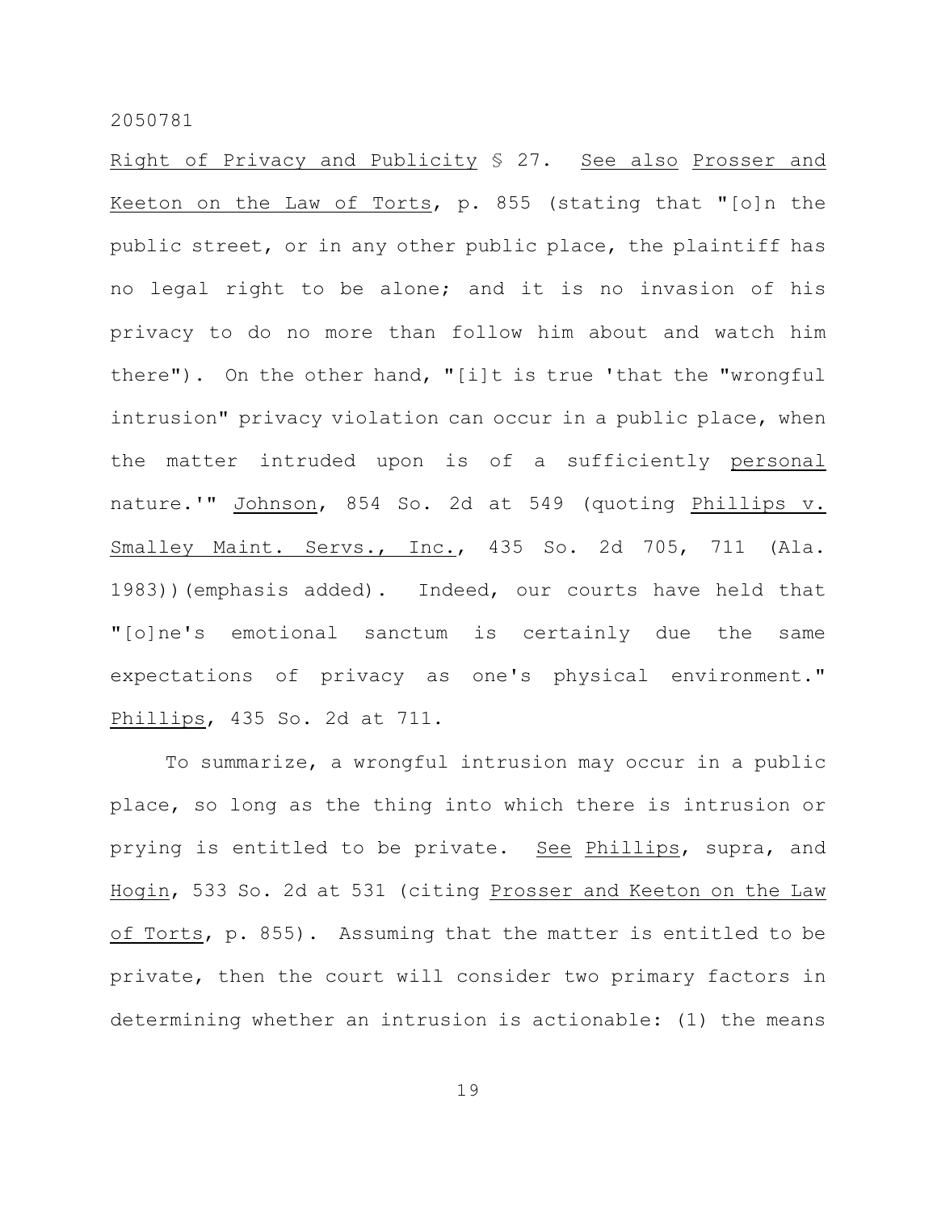Right of Privacy and Publicity § 27. See also Prosser and Keeton on the Law of Torts, p. 855 (stating that "[o]n the public street, or in any other public place, the plaintiff has no legal right to be alone; and it is no invasion of his privacy to do no more than follow him about and watch him there"). On the other hand, "[i]t is true 'that the "wrongful intrusion" privacy violation can occur in a public place, when the matter intruded upon is of a sufficiently personal nature.'" Johnson, 854 So. 2d at 549 (quoting Phillips v. Smalley Maint. Servs., Inc., 435 So. 2d 705, 711 (Ala. 1983))(emphasis added). Indeed, our courts have held that "[o]ne's emotional sanctum is certainly due the same expectations of privacy as one's physical environment." Phillips, 435 So. 2d at 711.

To summarize, a wrongful intrusion may occur in a public place, so long as the thing into which there is intrusion or prying is entitled to be private. See Phillips, supra, and Hogin, 533 So. 2d at 531 (citing Prosser and Keeton on the Law of Torts, p. 855). Assuming that the matter is entitled to be private, then the court will consider two primary factors in determining whether an intrusion is actionable: (1) the means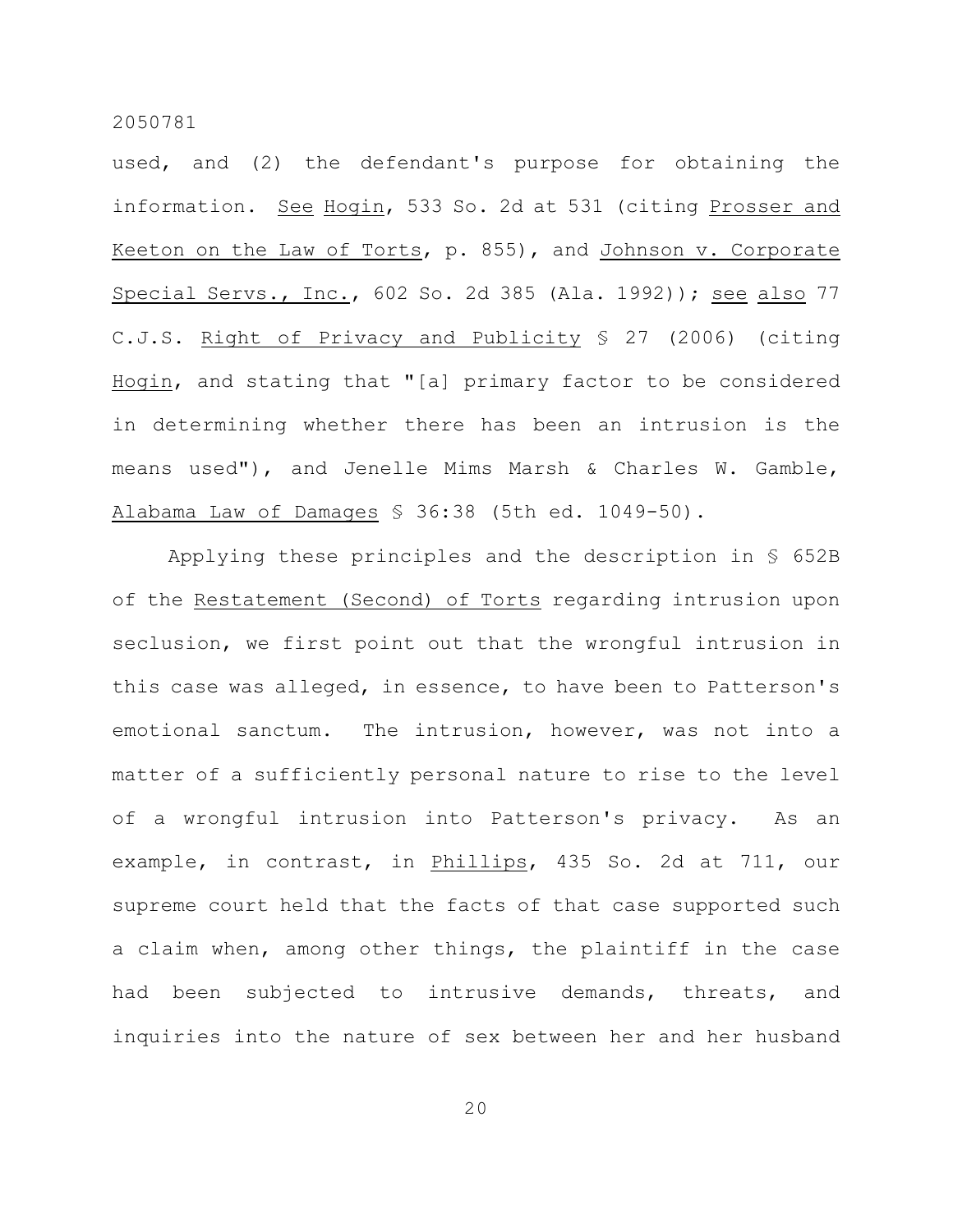used, and (2) the defendant's purpose for obtaining the information. See Hogin, 533 So. 2d at 531 (citing Prosser and Keeton on the Law of Torts, p. 855), and Johnson v. Corporate Special Servs., Inc., 602 So. 2d 385 (Ala. 1992)); see also 77 C.J.S. Right of Privacy and Publicity § 27 (2006) (citing Hogin, and stating that "[a] primary factor to be considered in determining whether there has been an intrusion is the means used"), and Jenelle Mims Marsh & Charles W. Gamble, Alabama Law of Damages § 36:38 (5th ed. 1049-50).

Applying these principles and the description in § 652B of the Restatement (Second) of Torts regarding intrusion upon seclusion, we first point out that the wrongful intrusion in this case was alleged, in essence, to have been to Patterson's emotional sanctum. The intrusion, however, was not into a matter of a sufficiently personal nature to rise to the level of a wrongful intrusion into Patterson's privacy. As an example, in contrast, in Phillips, 435 So. 2d at 711, our supreme court held that the facts of that case supported such a claim when, among other things, the plaintiff in the case had been subjected to intrusive demands, threats, and inquiries into the nature of sex between her and her husband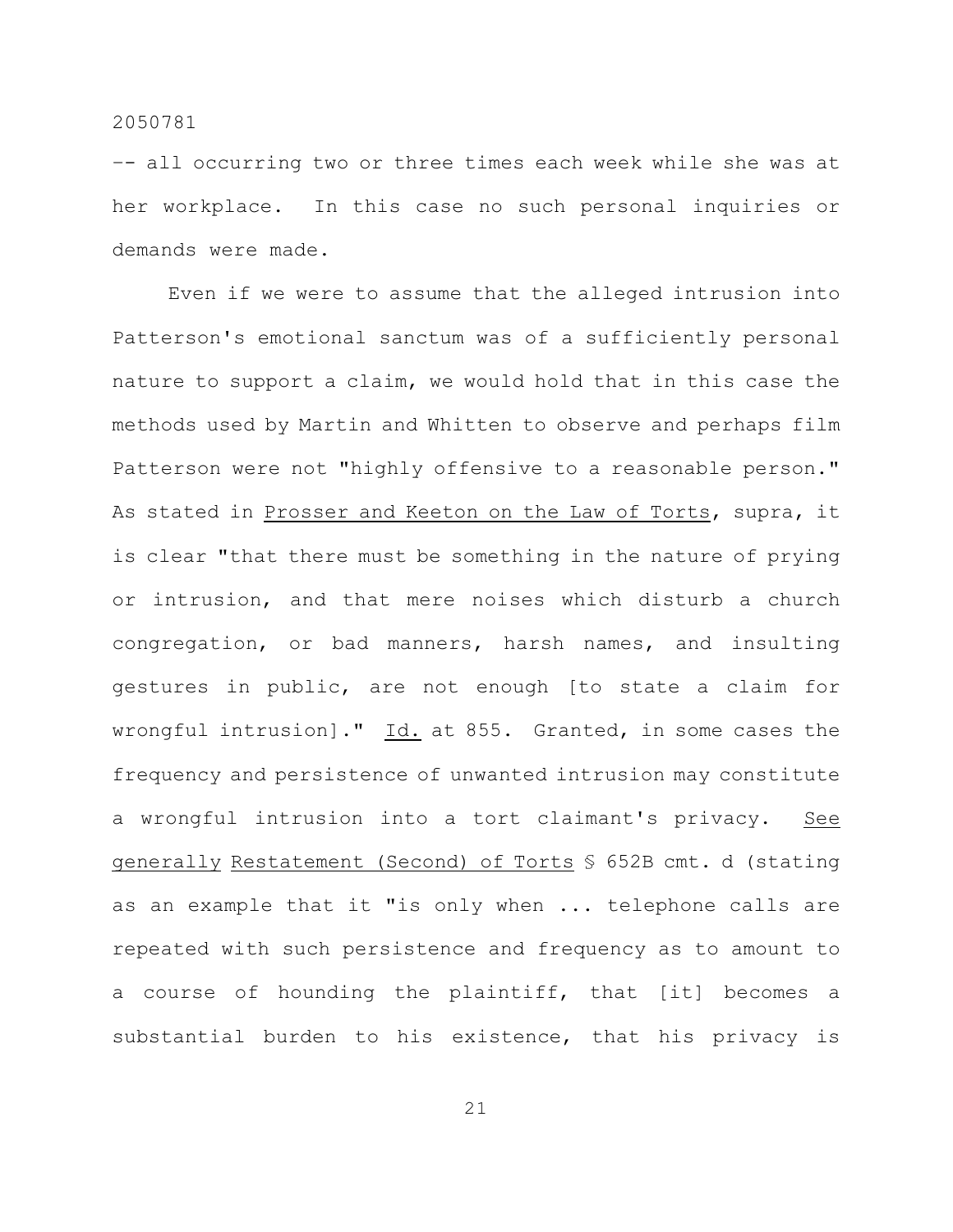-- all occurring two or three times each week while she was at her workplace. In this case no such personal inquiries or demands were made.

Even if we were to assume that the alleged intrusion into Patterson's emotional sanctum was of a sufficiently personal nature to support a claim, we would hold that in this case the methods used by Martin and Whitten to observe and perhaps film Patterson were not "highly offensive to a reasonable person." As stated in Prosser and Keeton on the Law of Torts, supra, it is clear "that there must be something in the nature of prying or intrusion, and that mere noises which disturb a church congregation, or bad manners, harsh names, and insulting gestures in public, are not enough [to state a claim for wrongful intrusion]." Id. at 855. Granted, in some cases the frequency and persistence of unwanted intrusion may constitute a wrongful intrusion into a tort claimant's privacy. See generally Restatement (Second) of Torts § 652B cmt. d (stating as an example that it "is only when ... telephone calls are repeated with such persistence and frequency as to amount to a course of hounding the plaintiff, that [it] becomes a substantial burden to his existence, that his privacy is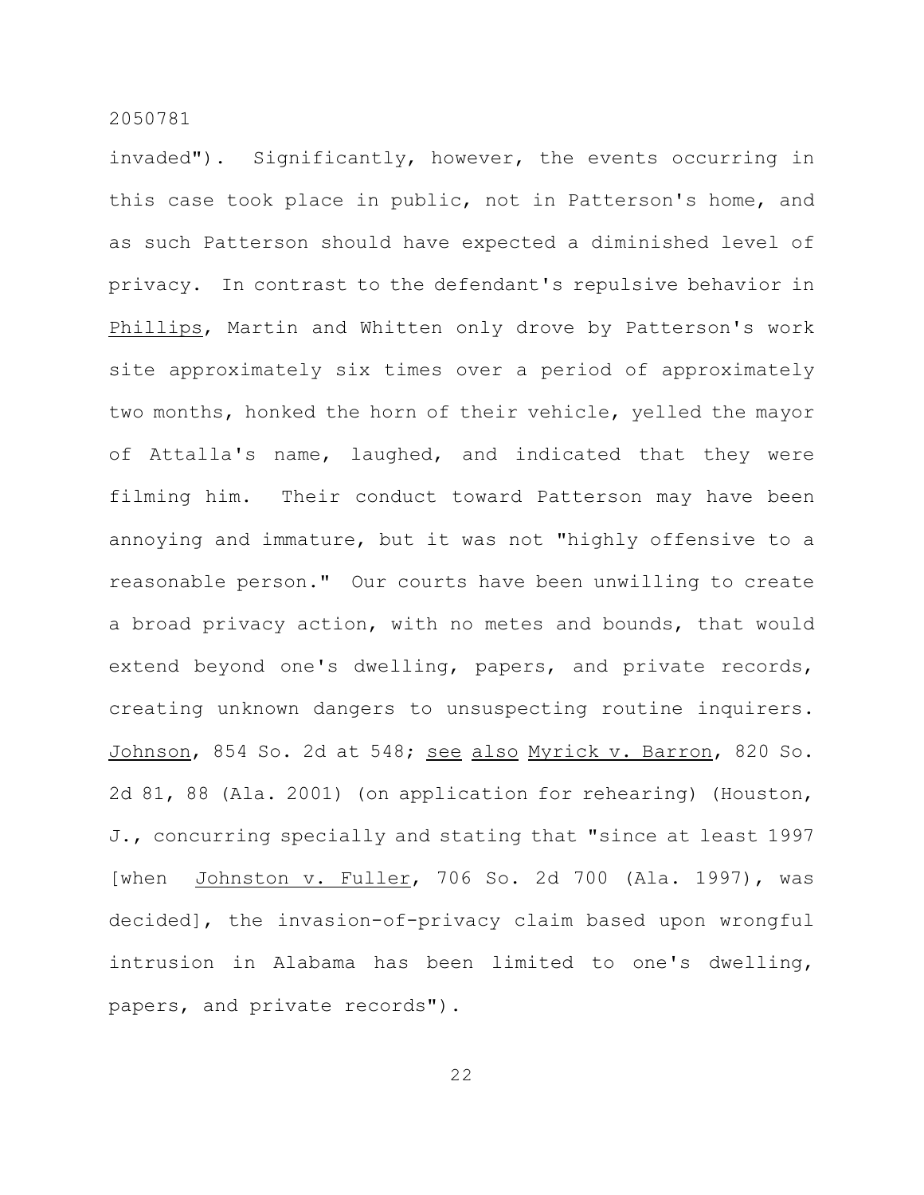invaded"). Significantly, however, the events occurring in this case took place in public, not in Patterson's home, and as such Patterson should have expected a diminished level of privacy. In contrast to the defendant's repulsive behavior in _Phillips_, Martin and Whitten only drove by Patterson's work site approximately six times over a period of approximately two months, honked the horn of their vehicle, yelled the mayor of Attalla's name, laughed, and indicated that they were filming him. Their conduct toward Patterson may have been annoying and immature, but it was not "highly offensive to a reasonable person." Our courts have been unwilling to create a broad privacy action, with no metes and bounds, that would extend beyond one's dwelling, papers, and private records, creating unknown dangers to unsuspecting routine inquirers. _Johnson_, 854 So. 2d at 548; _see also_ _Myrick v. Barron_, 820 So. 2d 81, 88 (Ala. 2001) (on application for rehearing) (Houston, J., concurring specially and stating that "since at least 1997 [when _Johnston v. Fuller_, 706 So. 2d 700 (Ala. 1997), was decided], the invasion-of-privacy claim based upon wrongful intrusion in Alabama has been limited to one's dwelling, papers, and private records").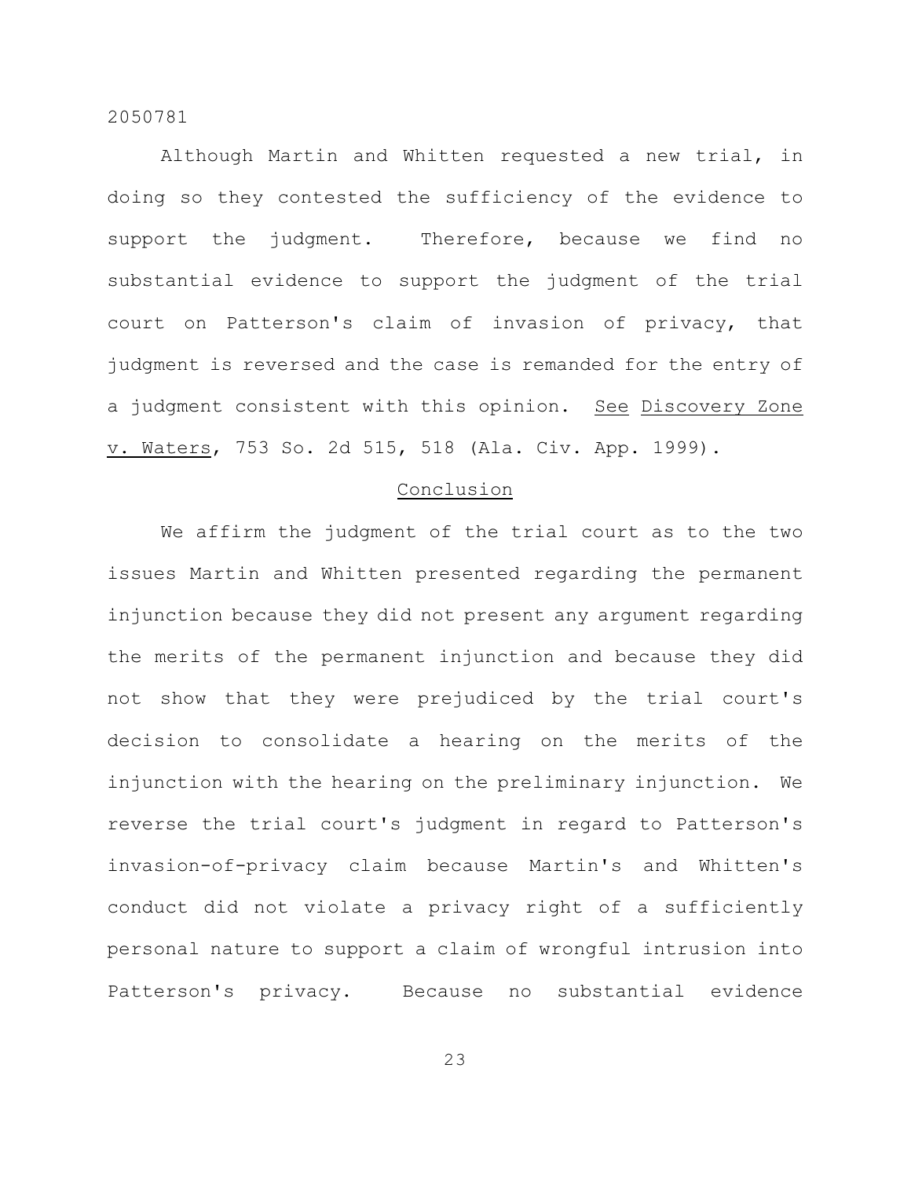Although Martin and Whitten requested a new trial, in doing so they contested the sufficiency of the evidence to support the judgment. Therefore, because we find no substantial evidence to support the judgment of the trial court on Patterson's claim of invasion of privacy, that judgment is reversed and the case is remanded for the entry of a judgment consistent with this opinion. _See_ _Discovery Zone v. Waters_, 753 So. 2d 515, 518 (Ala. Civ. App. 1999).

## Conclusion

We affirm the judgment of the trial court as to the two issues Martin and Whitten presented regarding the permanent injunction because they did not present any argument regarding the merits of the permanent injunction and because they did not show that they were prejudiced by the trial court's decision to consolidate a hearing on the merits of the injunction with the hearing on the preliminary injunction. We reverse the trial court's judgment in regard to Patterson's invasion-of-privacy claim because Martin's and Whitten's conduct did not violate a privacy right of a sufficiently personal nature to support a claim of wrongful intrusion into Patterson's privacy. Because no substantial evidence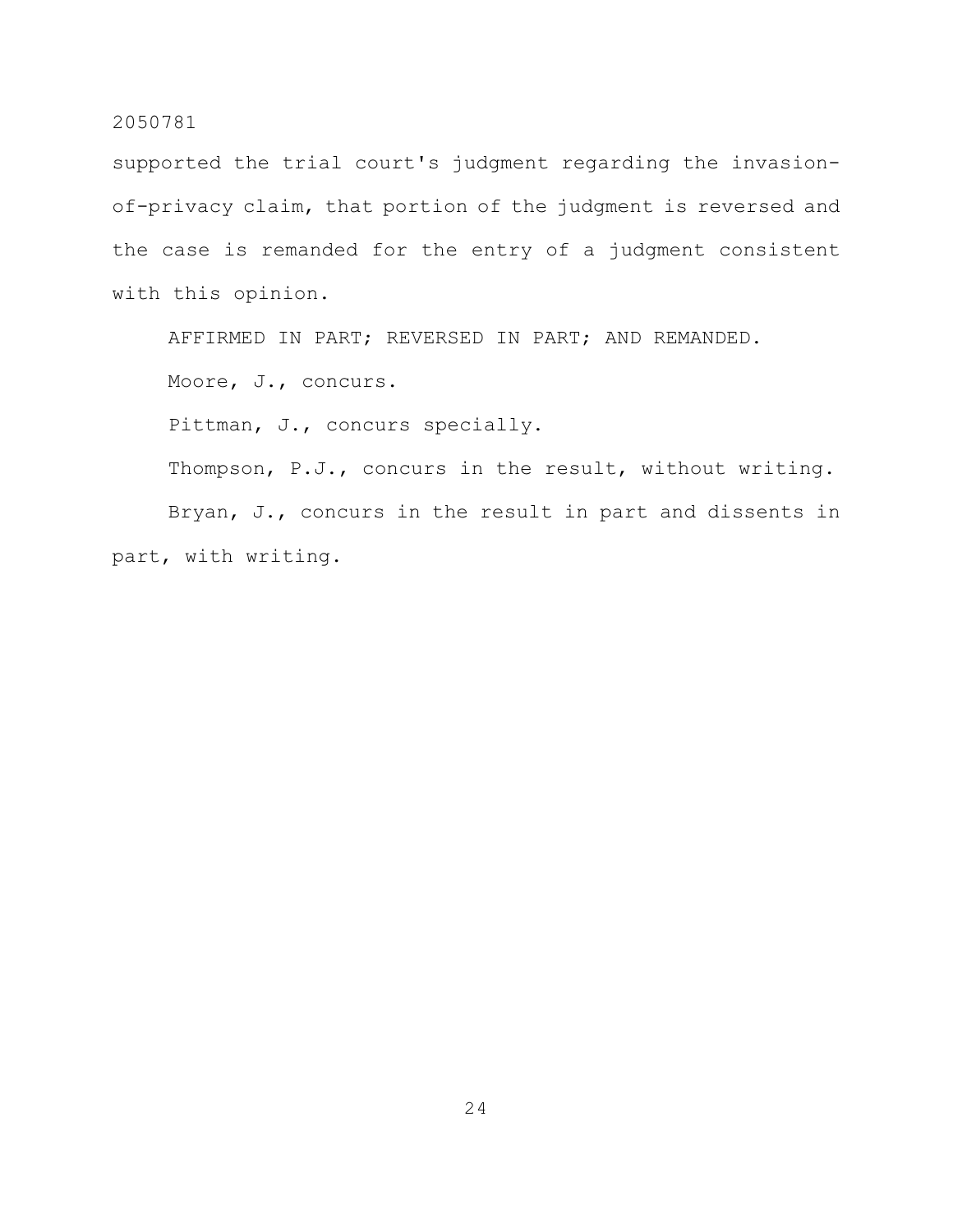supported the trial court's judgment regarding the invasion-of-privacy claim, that portion of the judgment is reversed and the case is remanded for the entry of a judgment consistent with this opinion.

AFFIRMED IN PART; REVERSED IN PART; AND REMANDED.

Moore, J., concurs.

Pittman, J., concurs specially.

Thompson, P.J., concurs in the result, without writing.

Bryan, J., concurs in the result in part and dissents in part, with writing.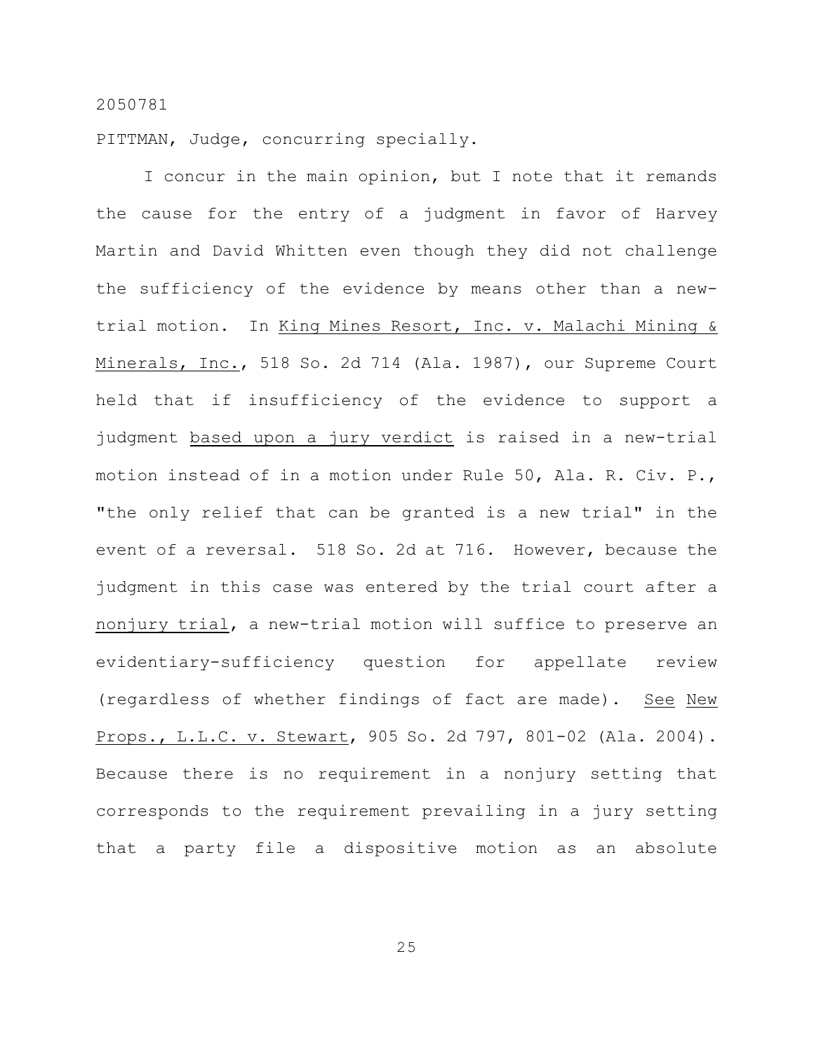2050781

PITTMAN, Judge, concurring specially.

I concur in the main opinion, but I note that it remands the cause for the entry of a judgment in favor of Harvey Martin and David Whitten even though they did not challenge the sufficiency of the evidence by means other than a new-trial motion. In _King Mines Resort, Inc. v. Malachi Mining & Minerals, Inc._, 518 So. 2d 714 (Ala. 1987), our Supreme Court held that if insufficiency of the evidence to support a judgment _based upon a jury verdict_ is raised in a new-trial motion instead of in a motion under Rule 50, Ala. R. Civ. P., "the only relief that can be granted is a new trial" in the event of a reversal. 518 So. 2d at 716. However, because the judgment in this case was entered by the trial court after a _nonjury trial_, a new-trial motion will suffice to preserve an evidentiary-sufficiency question for appellate review (regardless of whether findings of fact are made). _See_ _New Props., L.L.C. v. Stewart_, 905 So. 2d 797, 801-02 (Ala. 2004). Because there is no requirement in a nonjury setting that corresponds to the requirement prevailing in a jury setting that a party file a dispositive motion as an absolute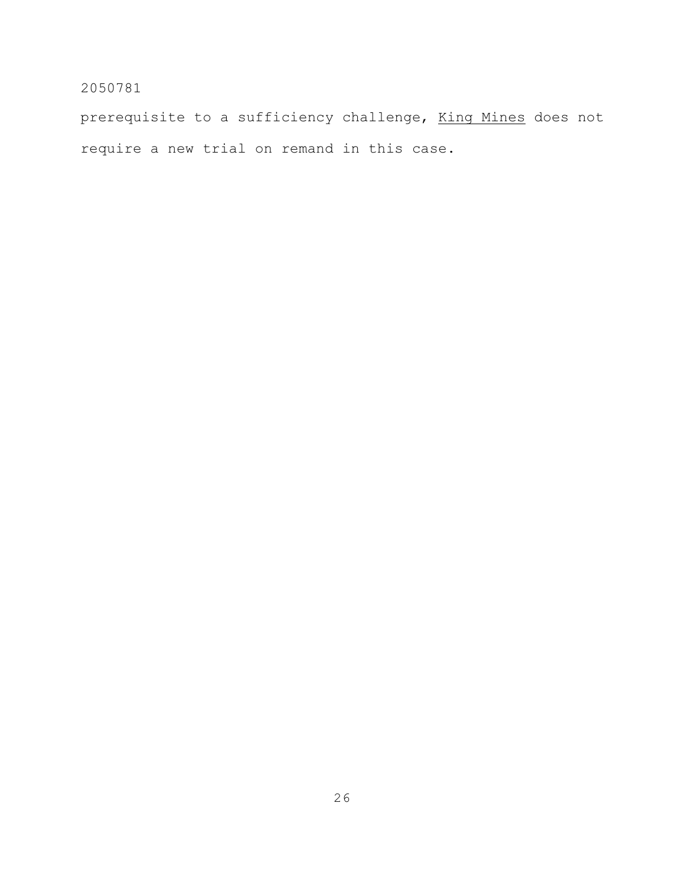prerequisite to a sufficiency challenge, _King Mines_ does not require a new trial on remand in this case.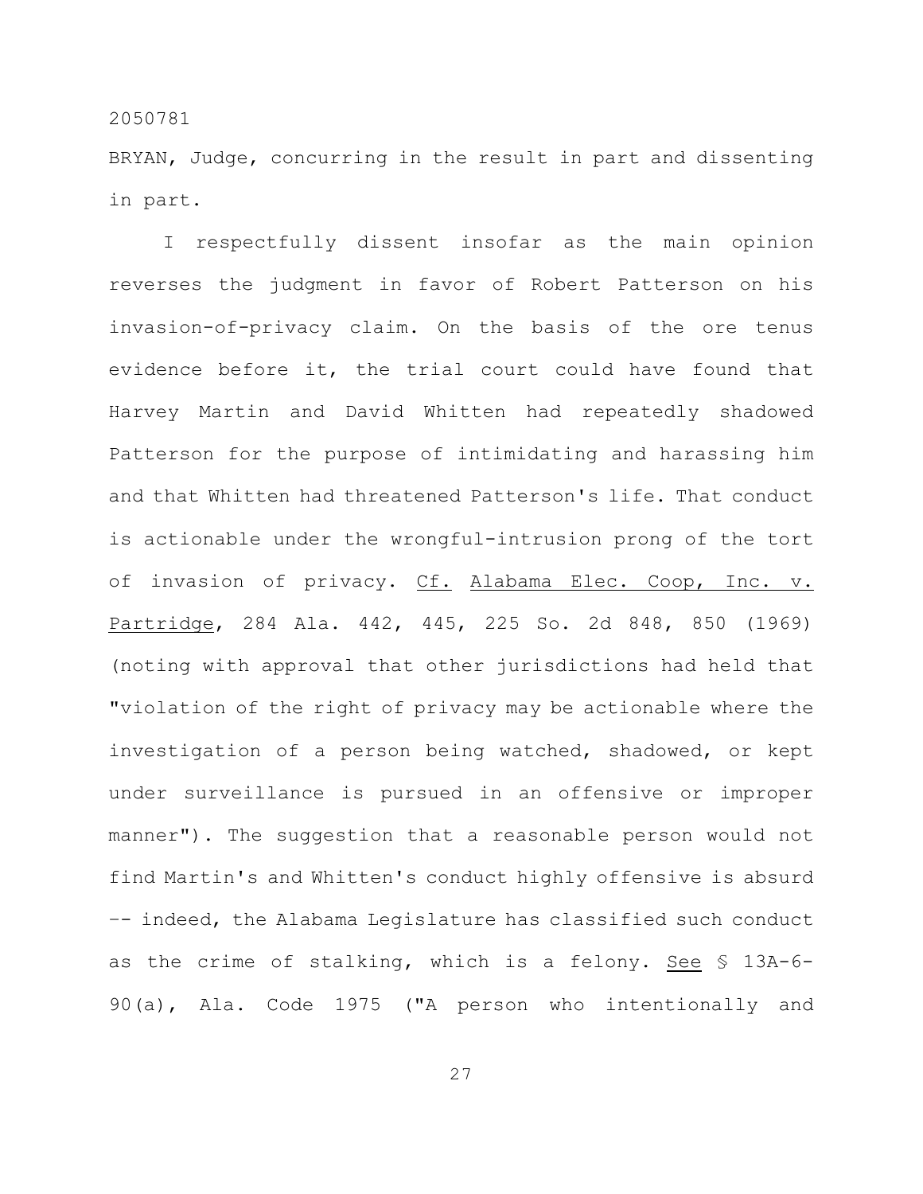BRYAN, Judge, concurring in the result in part and dissenting in part.

I respectfully dissent insofar as the main opinion reverses the judgment in favor of Robert Patterson on his invasion-of-privacy claim. On the basis of the ore tenus evidence before it, the trial court could have found that Harvey Martin and David Whitten had repeatedly shadowed Patterson for the purpose of intimidating and harassing him and that Whitten had threatened Patterson's life. That conduct is actionable under the wrongful-intrusion prong of the tort of invasion of privacy. Cf. Alabama Elec. Coop, Inc. v. Partridge, 284 Ala. 442, 445, 225 So. 2d 848, 850 (1969) (noting with approval that other jurisdictions had held that "violation of the right of privacy may be actionable where the investigation of a person being watched, shadowed, or kept under surveillance is pursued in an offensive or improper manner"). The suggestion that a reasonable person would not find Martin's and Whitten's conduct highly offensive is absurd -- indeed, the Alabama Legislature has classified such conduct as the crime of stalking, which is a felony. See § 13A-6-90(a), Ala. Code 1975 ("A person who intentionally and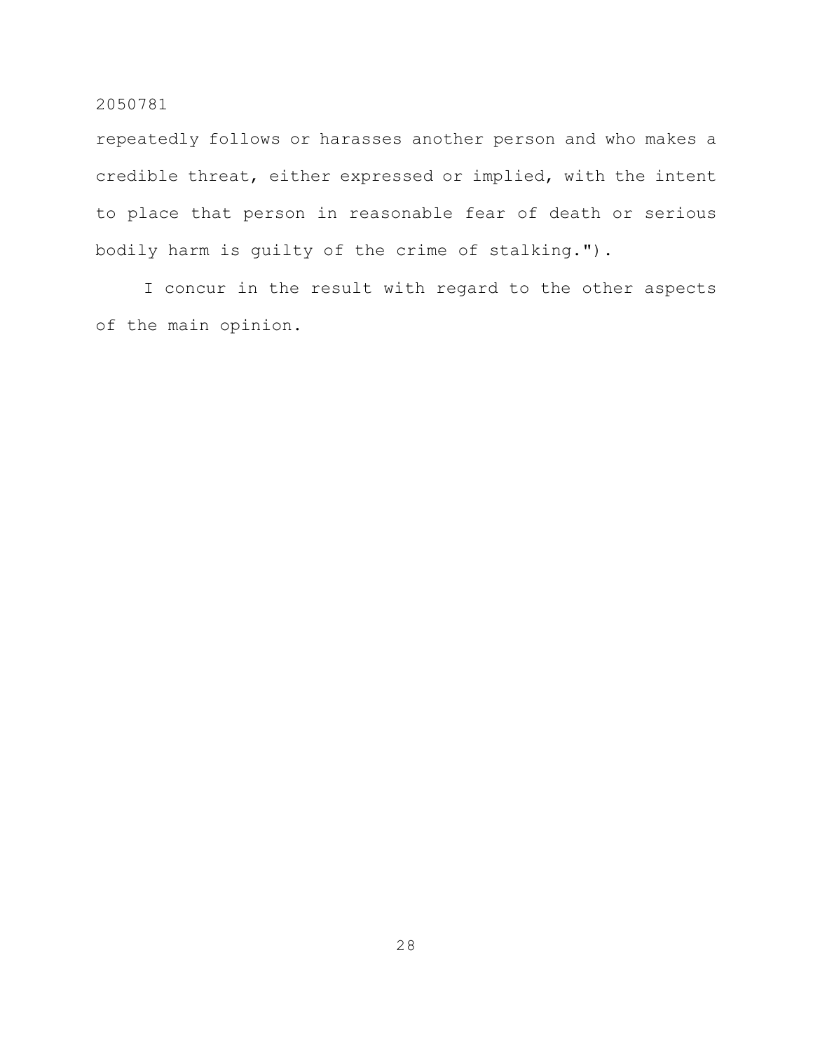repeatedly follows or harasses another person and who makes a credible threat, either expressed or implied, with the intent to place that person in reasonable fear of death or serious bodily harm is guilty of the crime of stalking.").

I concur in the result with regard to the other aspects of the main opinion.